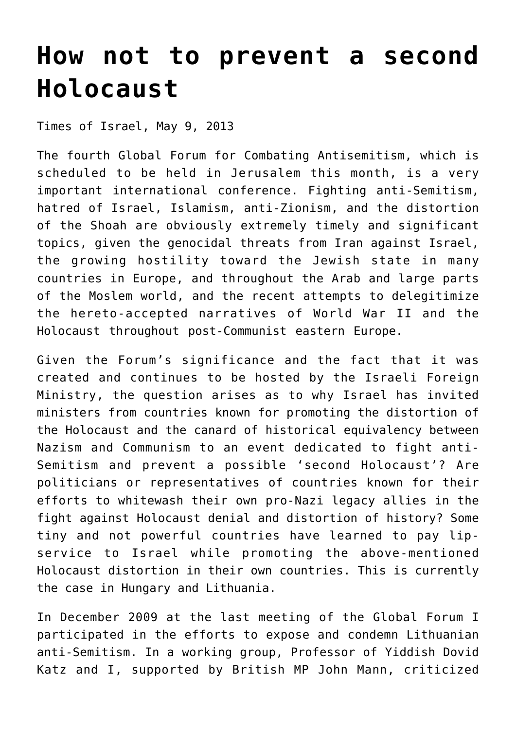# How not to prevent a second Holocaust

Times of Israel, May 9, 2013

The fourth Global Forum for Combating Antisemitism, which is scheduled to be held in Jerusalem this month, is a very important international conference. Fighting anti-Semitism, hatred of Israel, Islamism, anti-Zionism, and the distortion of the Shoah are obviously extremely timely and significant topics, given the genocidal threats from Iran against Israel, the growing hostility toward the Jewish state in many countries in Europe, and throughout the Arab and large parts of the Moslem world, and the recent attempts to delegitimize the hereto-accepted narratives of World War II and the Holocaust throughout post-Communist eastern Europe.

Given the Forum's significance and the fact that it was created and continues to be hosted by the Israeli Foreign Ministry, the question arises as to why Israel has invited ministers from countries known for promoting the distortion of the Holocaust and the canard of historical equivalency between Nazism and Communism to an event dedicated to fight anti-Semitism and prevent a possible 'second Holocaust'? Are politicians or representatives of countries known for their efforts to whitewash their own pro-Nazi legacy allies in the fight against Holocaust denial and distortion of history? Some tiny and not powerful countries have learned to pay lip-service to Israel while promoting the above-mentioned Holocaust distortion in their own countries. This is currently the case in Hungary and Lithuania.

In December 2009 at the last meeting of the Global Forum I participated in the efforts to expose and condemn Lithuanian anti-Semitism. In a working group, Professor of Yiddish Dovid Katz and I, supported by British MP John Mann, criticized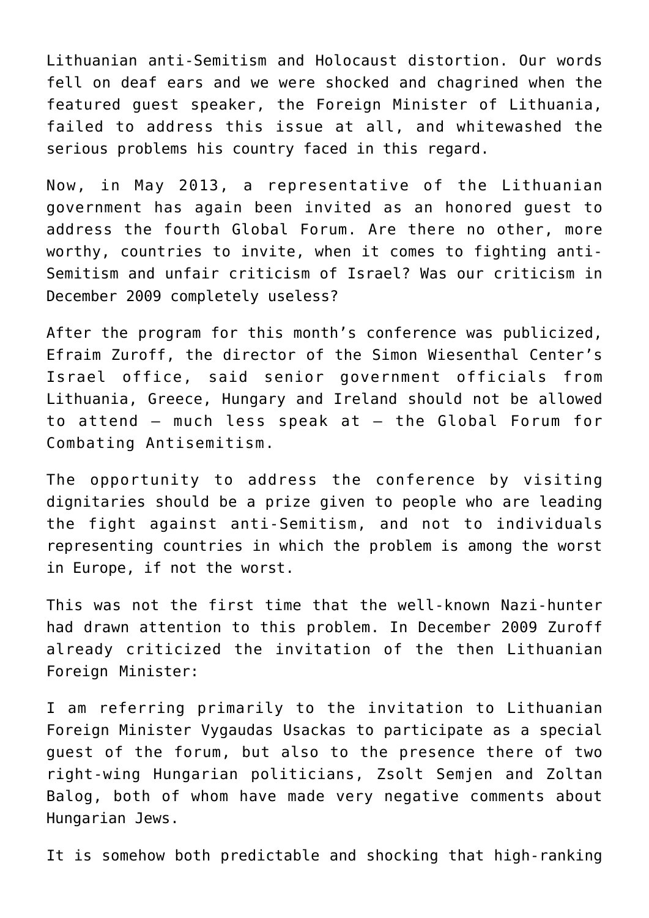Lithuanian anti-Semitism and Holocaust distortion. Our words fell on deaf ears and we were shocked and chagrined when the featured guest speaker, the Foreign Minister of Lithuania, failed to address this issue at all, and whitewashed the serious problems his country faced in this regard.

Now, in May 2013, a representative of the Lithuanian government has again been invited as an honored guest to address the fourth Global Forum. Are there no other, more worthy, countries to invite, when it comes to fighting anti-Semitism and unfair criticism of Israel? Was our criticism in December 2009 completely useless?

After the program for this month's conference was publicized, Efraim Zuroff, the director of the Simon Wiesenthal Center's Israel office, said senior government officials from Lithuania, Greece, Hungary and Ireland should not be allowed to attend – much less speak at – the Global Forum for Combating Antisemitism.

The opportunity to address the conference by visiting dignitaries should be a prize given to people who are leading the fight against anti-Semitism, and not to individuals representing countries in which the problem is among the worst in Europe, if not the worst.

This was not the first time that the well-known Nazi-hunter had drawn attention to this problem. In December 2009 Zuroff already criticized the invitation of the then Lithuanian Foreign Minister:

I am referring primarily to the invitation to Lithuanian Foreign Minister Vygaudas Usackas to participate as a special guest of the forum, but also to the presence there of two right-wing Hungarian politicians, Zsolt Semjen and Zoltan Balog, both of whom have made very negative comments about Hungarian Jews.

It is somehow both predictable and shocking that high-ranking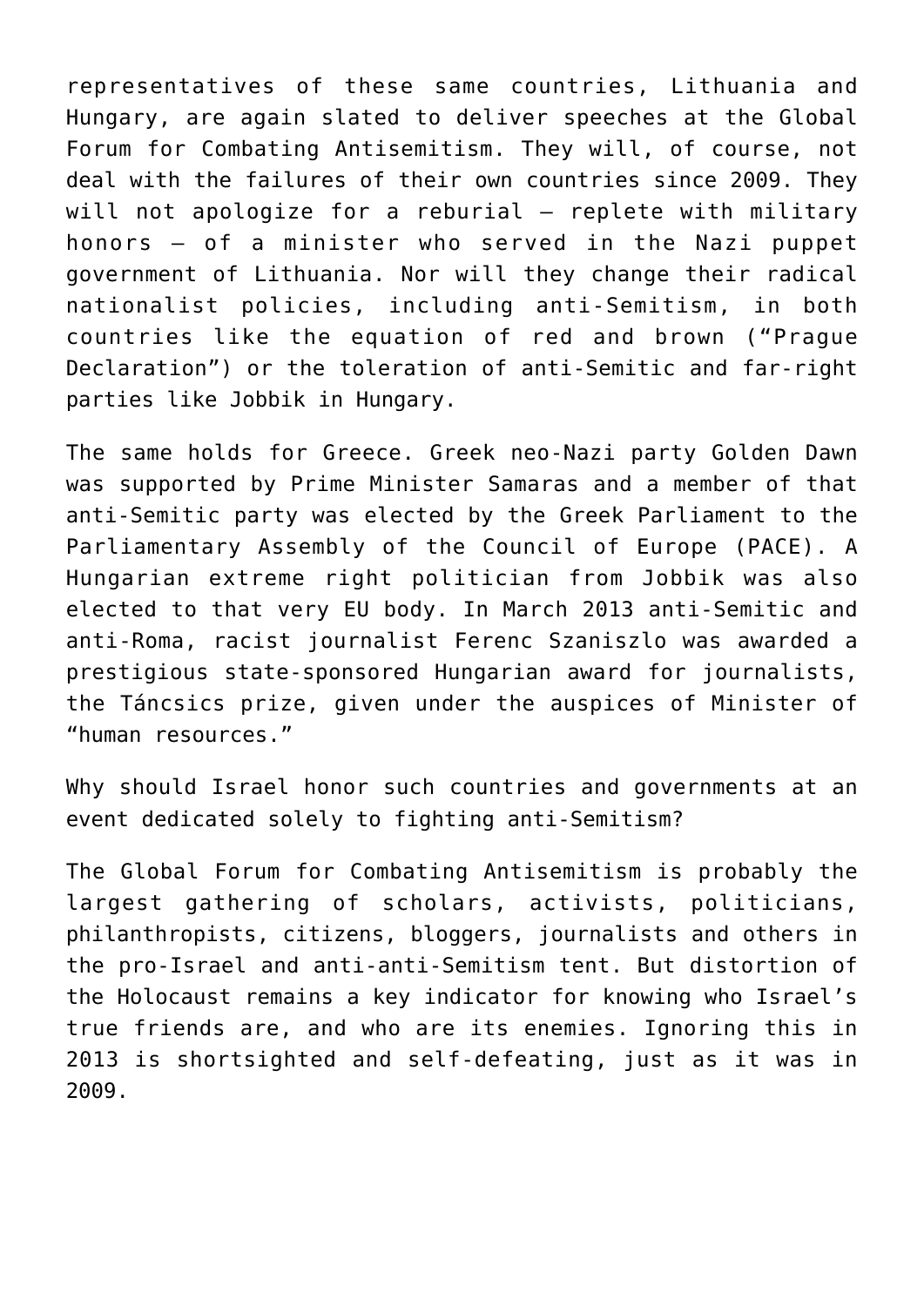representatives of these same countries, Lithuania and Hungary, are again slated to deliver speeches at the Global Forum for Combating Antisemitism. They will, of course, not deal with the failures of their own countries since 2009. They will not apologize for a reburial – replete with military honors – of a minister who served in the Nazi puppet government of Lithuania. Nor will they change their radical nationalist policies, including anti-Semitism, in both countries like the equation of red and brown ("Prague Declaration") or the toleration of anti-Semitic and far-right parties like Jobbik in Hungary.

The same holds for Greece. Greek neo-Nazi party Golden Dawn was supported by Prime Minister Samaras and a member of that anti-Semitic party was elected by the Greek Parliament to the Parliamentary Assembly of the Council of Europe (PACE). A Hungarian extreme right politician from Jobbik was also elected to that very EU body. In March 2013 anti-Semitic and anti-Roma, racist journalist Ferenc Szaniszlo was awarded a prestigious state-sponsored Hungarian award for journalists, the Táncsics prize, given under the auspices of Minister of "human resources."

Why should Israel honor such countries and governments at an event dedicated solely to fighting anti-Semitism?

The Global Forum for Combating Antisemitism is probably the largest gathering of scholars, activists, politicians, philanthropists, citizens, bloggers, journalists and others in the pro-Israel and anti-anti-Semitism tent. But distortion of the Holocaust remains a key indicator for knowing who Israel's true friends are, and who are its enemies. Ignoring this in 2013 is shortsighted and self-defeating, just as it was in 2009.